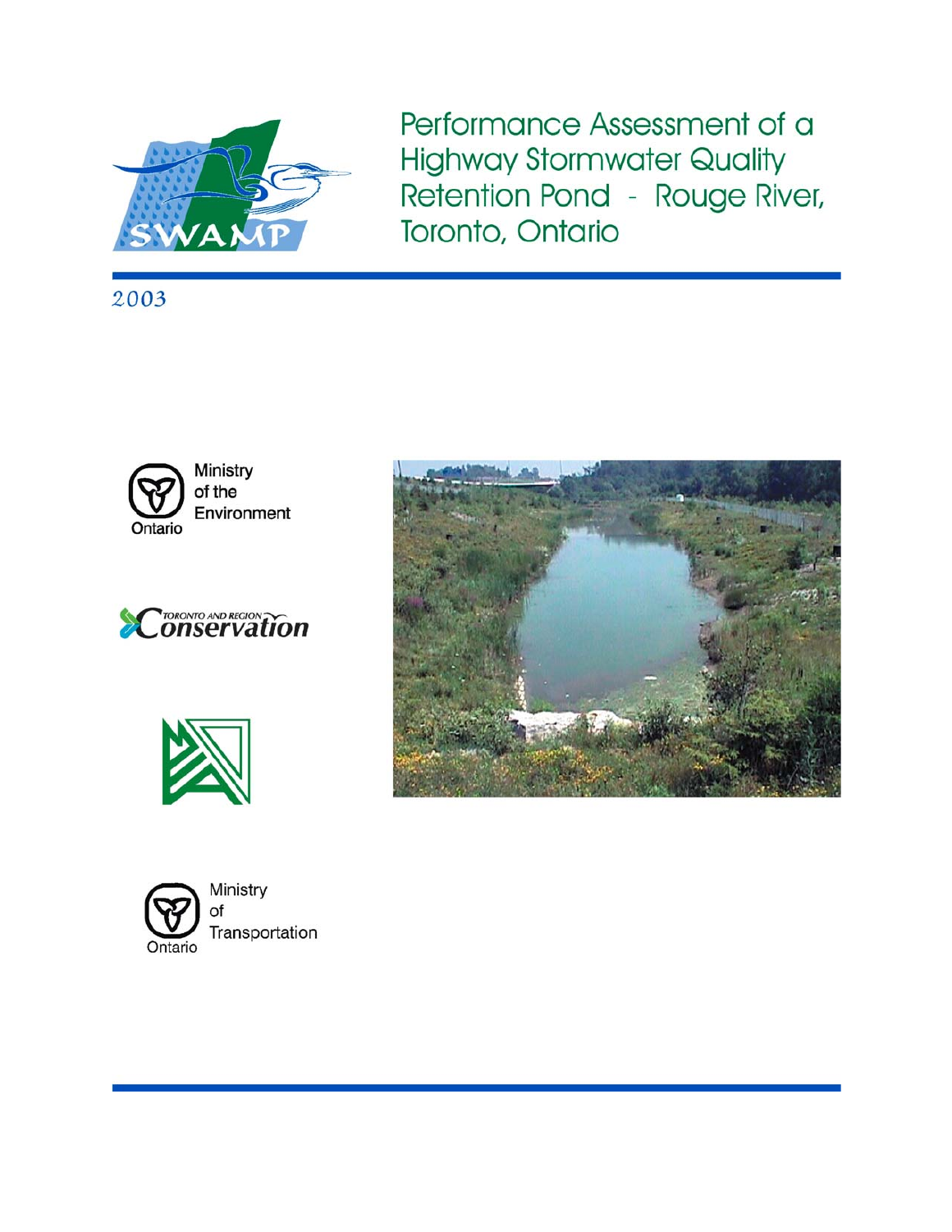# Performance Assessment of a Highway Stormwater Quality Retention Pond - Rouge River, Toronto, Ontario

2003

Ministry of the Environment
Ontario

Toronto and Region Conservation

Ministry of Transportation
Ontario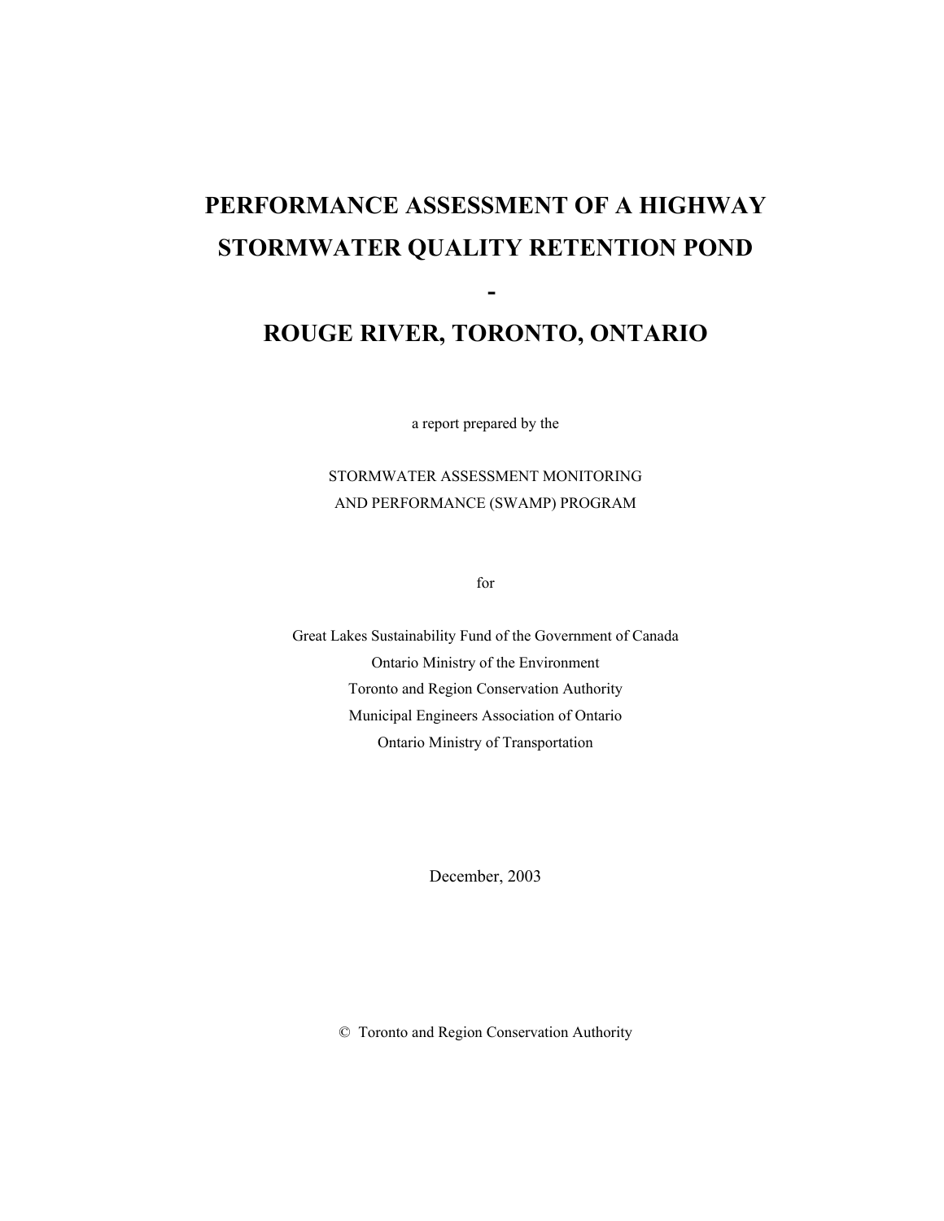# PERFORMANCE ASSESSMENT OF A HIGHWAY STORMWATER QUALITY RETENTION POND

# -

# ROUGE RIVER, TORONTO, ONTARIO

a report prepared by the

STORMWATER ASSESSMENT MONITORING
AND PERFORMANCE (SWAMP) PROGRAM

for

Great Lakes Sustainability Fund of the Government of Canada
Ontario Ministry of the Environment
Toronto and Region Conservation Authority
Municipal Engineers Association of Ontario
Ontario Ministry of Transportation

December, 2003

© Toronto and Region Conservation Authority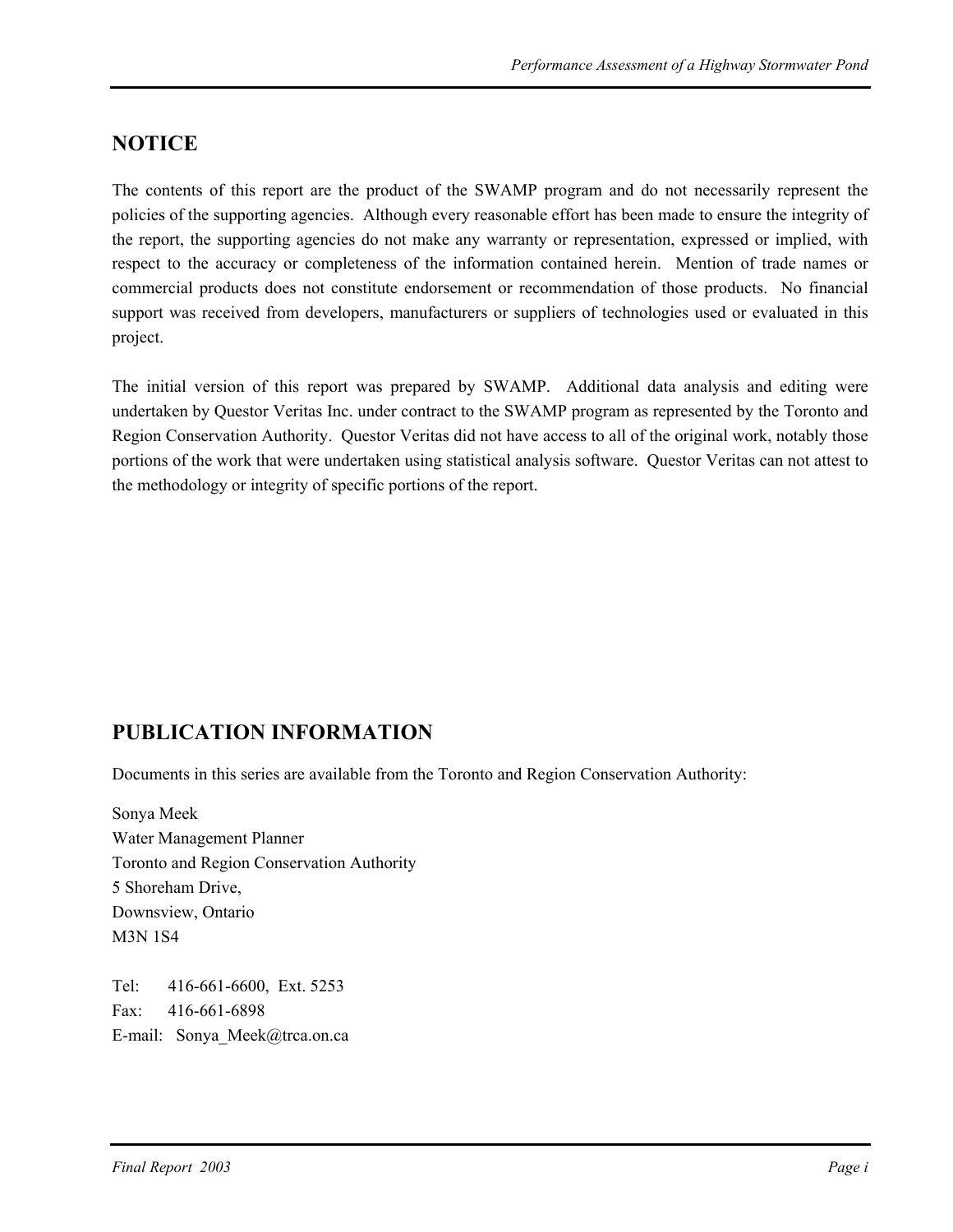## NOTICE

The contents of this report are the product of the SWAMP program and do not necessarily represent the policies of the supporting agencies. Although every reasonable effort has been made to ensure the integrity of the report, the supporting agencies do not make any warranty or representation, expressed or implied, with respect to the accuracy or completeness of the information contained herein. Mention of trade names or commercial products does not constitute endorsement or recommendation of those products. No financial support was received from developers, manufacturers or suppliers of technologies used or evaluated in this project.

The initial version of this report was prepared by SWAMP. Additional data analysis and editing were undertaken by Questor Veritas Inc. under contract to the SWAMP program as represented by the Toronto and Region Conservation Authority. Questor Veritas did not have access to all of the original work, notably those portions of the work that were undertaken using statistical analysis software. Questor Veritas can not attest to the methodology or integrity of specific portions of the report.

## PUBLICATION INFORMATION

Documents in this series are available from the Toronto and Region Conservation Authority:

Sonya Meek
Water Management Planner
Toronto and Region Conservation Authority
5 Shoreham Drive,
Downsview, Ontario
M3N 1S4

Tel: 416-661-6600, Ext. 5253
Fax: 416-661-6898
E-mail: Sonya_Meek@trca.on.ca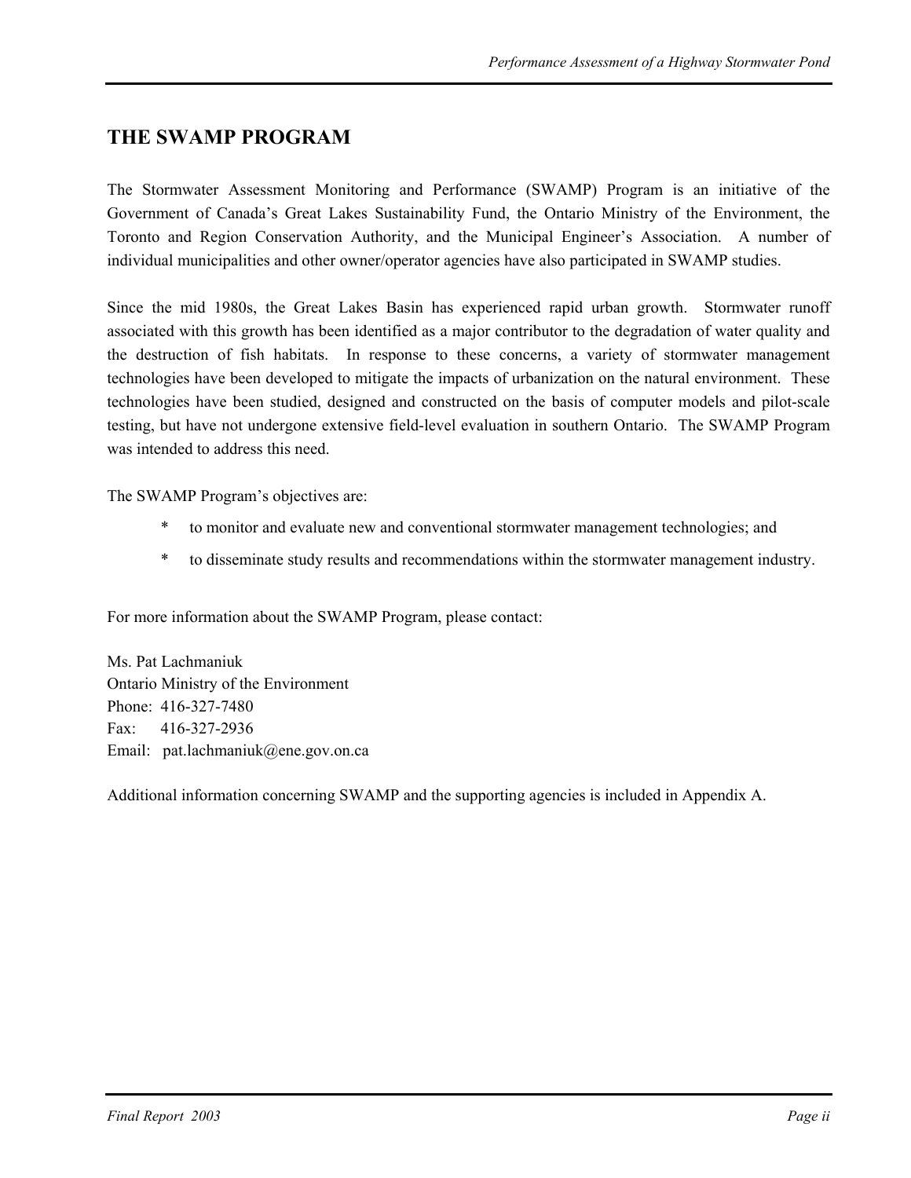## THE SWAMP PROGRAM

The Stormwater Assessment Monitoring and Performance (SWAMP) Program is an initiative of the Government of Canada's Great Lakes Sustainability Fund, the Ontario Ministry of the Environment, the Toronto and Region Conservation Authority, and the Municipal Engineer's Association. A number of individual municipalities and other owner/operator agencies have also participated in SWAMP studies.

Since the mid 1980s, the Great Lakes Basin has experienced rapid urban growth. Stormwater runoff associated with this growth has been identified as a major contributor to the degradation of water quality and the destruction of fish habitats. In response to these concerns, a variety of stormwater management technologies have been developed to mitigate the impacts of urbanization on the natural environment. These technologies have been studied, designed and constructed on the basis of computer models and pilot-scale testing, but have not undergone extensive field-level evaluation in southern Ontario. The SWAMP Program was intended to address this need.

The SWAMP Program's objectives are:

* to monitor and evaluate new and conventional stormwater management technologies; and
* to disseminate study results and recommendations within the stormwater management industry.

For more information about the SWAMP Program, please contact:

Ms. Pat Lachmaniuk
Ontario Ministry of the Environment
Phone: 416-327-7480
Fax: 416-327-2936
Email: pat.lachmaniuk@ene.gov.on.ca

Additional information concerning SWAMP and the supporting agencies is included in Appendix A.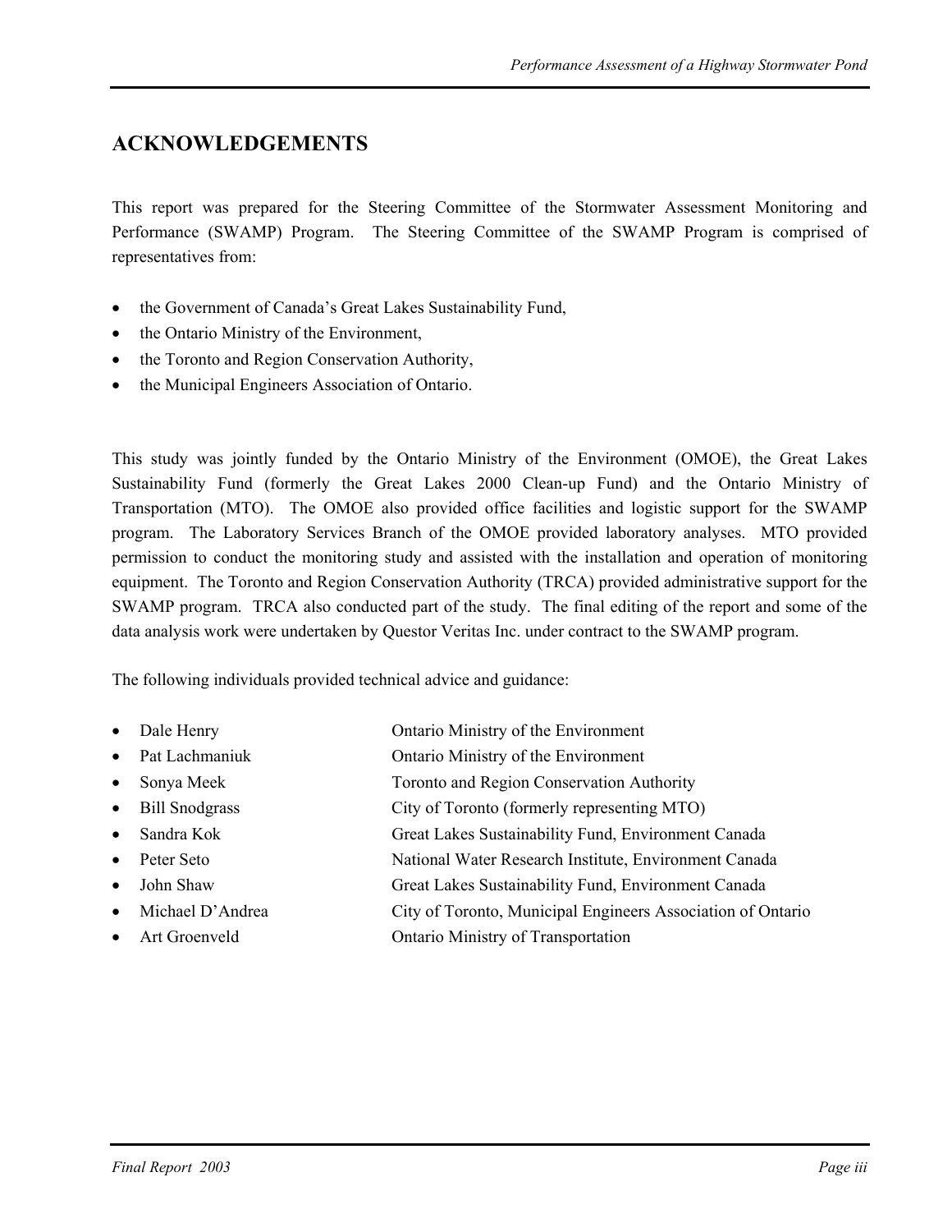## ACKNOWLEDGEMENTS

This report was prepared for the Steering Committee of the Stormwater Assessment Monitoring and Performance (SWAMP) Program. The Steering Committee of the SWAMP Program is comprised of representatives from:

- the Government of Canada's Great Lakes Sustainability Fund,
- the Ontario Ministry of the Environment,
- the Toronto and Region Conservation Authority,
- the Municipal Engineers Association of Ontario.

This study was jointly funded by the Ontario Ministry of the Environment (OMOE), the Great Lakes Sustainability Fund (formerly the Great Lakes 2000 Clean-up Fund) and the Ontario Ministry of Transportation (MTO). The OMOE also provided office facilities and logistic support for the SWAMP program. The Laboratory Services Branch of the OMOE provided laboratory analyses. MTO provided permission to conduct the monitoring study and assisted with the installation and operation of monitoring equipment. The Toronto and Region Conservation Authority (TRCA) provided administrative support for the SWAMP program. TRCA also conducted part of the study. The final editing of the report and some of the data analysis work were undertaken by Questor Veritas Inc. under contract to the SWAMP program.

The following individuals provided technical advice and guidance:

- Dale Henry — Ontario Ministry of the Environment
- Pat Lachmaniuk — Ontario Ministry of the Environment
- Sonya Meek — Toronto and Region Conservation Authority
- Bill Snodgrass — City of Toronto (formerly representing MTO)
- Sandra Kok — Great Lakes Sustainability Fund, Environment Canada
- Peter Seto — National Water Research Institute, Environment Canada
- John Shaw — Great Lakes Sustainability Fund, Environment Canada
- Michael D'Andrea — City of Toronto, Municipal Engineers Association of Ontario
- Art Groenveld — Ontario Ministry of Transportation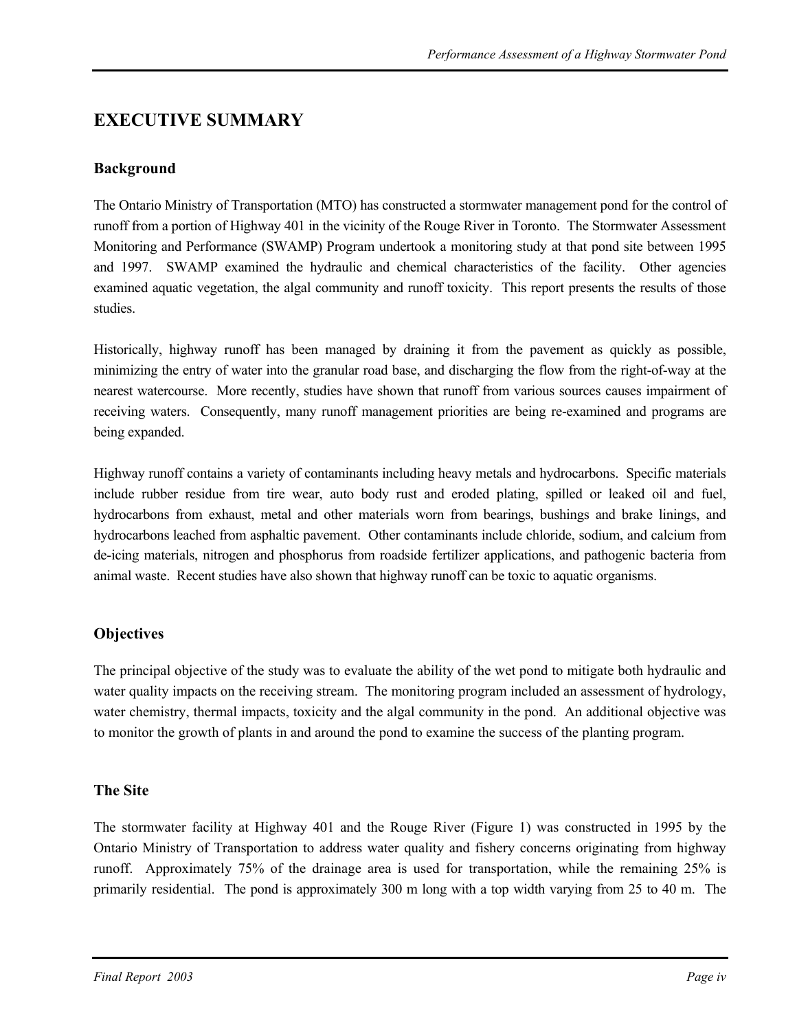## EXECUTIVE SUMMARY

### Background

The Ontario Ministry of Transportation (MTO) has constructed a stormwater management pond for the control of runoff from a portion of Highway 401 in the vicinity of the Rouge River in Toronto. The Stormwater Assessment Monitoring and Performance (SWAMP) Program undertook a monitoring study at that pond site between 1995 and 1997. SWAMP examined the hydraulic and chemical characteristics of the facility. Other agencies examined aquatic vegetation, the algal community and runoff toxicity. This report presents the results of those studies.

Historically, highway runoff has been managed by draining it from the pavement as quickly as possible, minimizing the entry of water into the granular road base, and discharging the flow from the right-of-way at the nearest watercourse. More recently, studies have shown that runoff from various sources causes impairment of receiving waters. Consequently, many runoff management priorities are being re-examined and programs are being expanded.

Highway runoff contains a variety of contaminants including heavy metals and hydrocarbons. Specific materials include rubber residue from tire wear, auto body rust and eroded plating, spilled or leaked oil and fuel, hydrocarbons from exhaust, metal and other materials worn from bearings, bushings and brake linings, and hydrocarbons leached from asphaltic pavement. Other contaminants include chloride, sodium, and calcium from de-icing materials, nitrogen and phosphorus from roadside fertilizer applications, and pathogenic bacteria from animal waste. Recent studies have also shown that highway runoff can be toxic to aquatic organisms.

### Objectives

The principal objective of the study was to evaluate the ability of the wet pond to mitigate both hydraulic and water quality impacts on the receiving stream. The monitoring program included an assessment of hydrology, water chemistry, thermal impacts, toxicity and the algal community in the pond. An additional objective was to monitor the growth of plants in and around the pond to examine the success of the planting program.

### The Site

The stormwater facility at Highway 401 and the Rouge River (Figure 1) was constructed in 1995 by the Ontario Ministry of Transportation to address water quality and fishery concerns originating from highway runoff. Approximately 75% of the drainage area is used for transportation, while the remaining 25% is primarily residential. The pond is approximately 300 m long with a top width varying from 25 to 40 m. The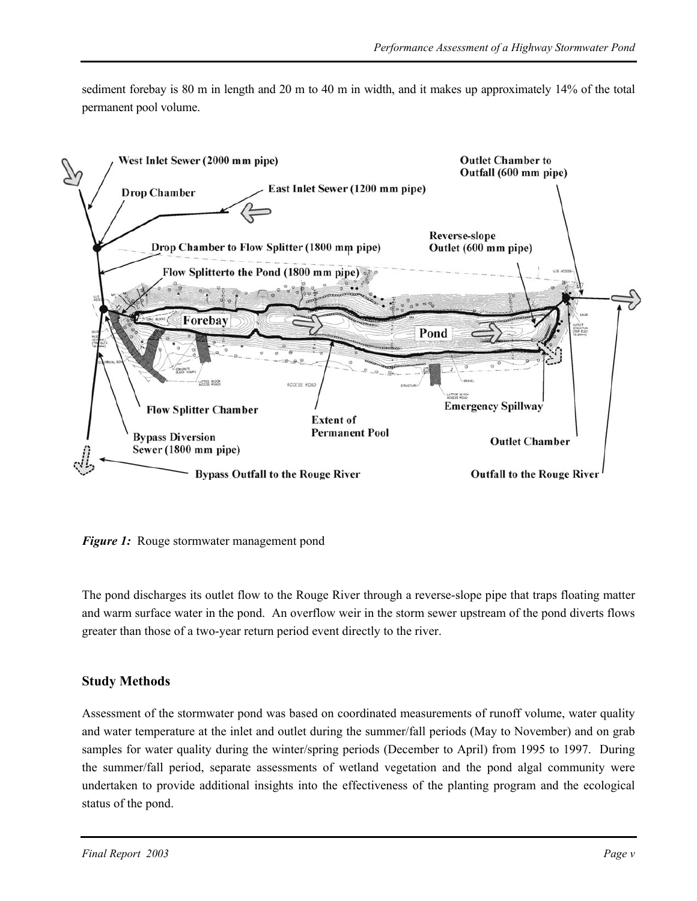sediment forebay is 80 m in length and 20 m to 40 m in width, and it makes up approximately 14% of the total permanent pool volume.

*Figure 1:* Rouge stormwater management pond

The pond discharges its outlet flow to the Rouge River through a reverse-slope pipe that traps floating matter and warm surface water in the pond. An overflow weir in the storm sewer upstream of the pond diverts flows greater than those of a two-year return period event directly to the river.

## Study Methods

Assessment of the stormwater pond was based on coordinated measurements of runoff volume, water quality and water temperature at the inlet and outlet during the summer/fall periods (May to November) and on grab samples for water quality during the winter/spring periods (December to April) from 1995 to 1997. During the summer/fall period, separate assessments of wetland vegetation and the pond algal community were undertaken to provide additional insights into the effectiveness of the planting program and the ecological status of the pond.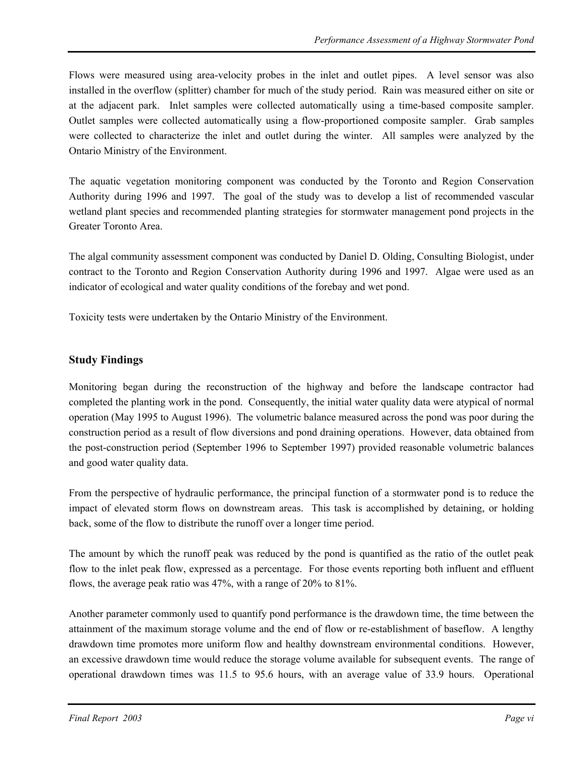Flows were measured using area-velocity probes in the inlet and outlet pipes. A level sensor was also installed in the overflow (splitter) chamber for much of the study period. Rain was measured either on site or at the adjacent park. Inlet samples were collected automatically using a time-based composite sampler. Outlet samples were collected automatically using a flow-proportioned composite sampler. Grab samples were collected to characterize the inlet and outlet during the winter. All samples were analyzed by the Ontario Ministry of the Environment.

The aquatic vegetation monitoring component was conducted by the Toronto and Region Conservation Authority during 1996 and 1997. The goal of the study was to develop a list of recommended vascular wetland plant species and recommended planting strategies for stormwater management pond projects in the Greater Toronto Area.

The algal community assessment component was conducted by Daniel D. Olding, Consulting Biologist, under contract to the Toronto and Region Conservation Authority during 1996 and 1997. Algae were used as an indicator of ecological and water quality conditions of the forebay and wet pond.

Toxicity tests were undertaken by the Ontario Ministry of the Environment.

## Study Findings

Monitoring began during the reconstruction of the highway and before the landscape contractor had completed the planting work in the pond. Consequently, the initial water quality data were atypical of normal operation (May 1995 to August 1996). The volumetric balance measured across the pond was poor during the construction period as a result of flow diversions and pond draining operations. However, data obtained from the post-construction period (September 1996 to September 1997) provided reasonable volumetric balances and good water quality data.

From the perspective of hydraulic performance, the principal function of a stormwater pond is to reduce the impact of elevated storm flows on downstream areas. This task is accomplished by detaining, or holding back, some of the flow to distribute the runoff over a longer time period.

The amount by which the runoff peak was reduced by the pond is quantified as the ratio of the outlet peak flow to the inlet peak flow, expressed as a percentage. For those events reporting both influent and effluent flows, the average peak ratio was 47%, with a range of 20% to 81%.

Another parameter commonly used to quantify pond performance is the drawdown time, the time between the attainment of the maximum storage volume and the end of flow or re-establishment of baseflow. A lengthy drawdown time promotes more uniform flow and healthy downstream environmental conditions. However, an excessive drawdown time would reduce the storage volume available for subsequent events. The range of operational drawdown times was 11.5 to 95.6 hours, with an average value of 33.9 hours. Operational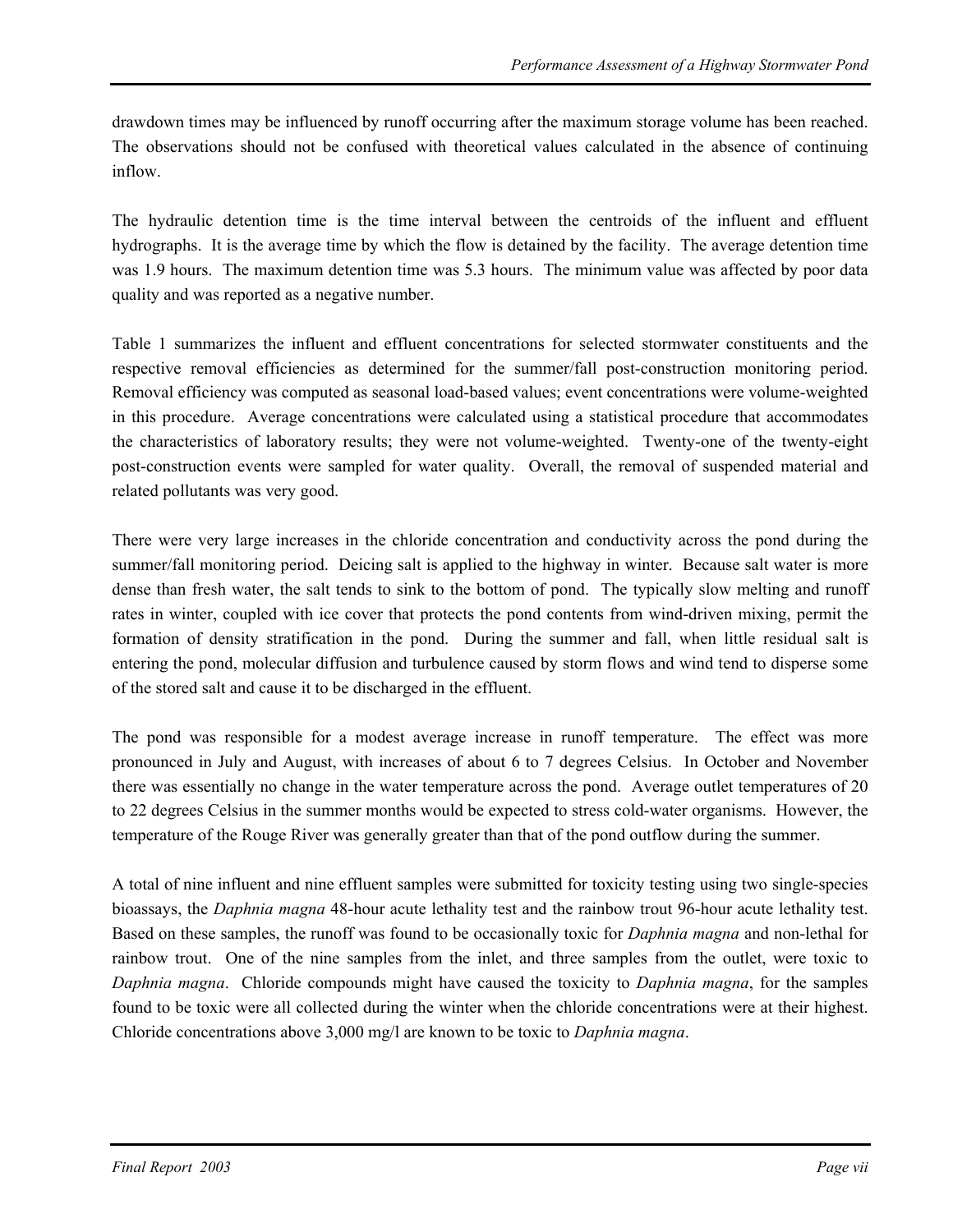drawdown times may be influenced by runoff occurring after the maximum storage volume has been reached. The observations should not be confused with theoretical values calculated in the absence of continuing inflow.

The hydraulic detention time is the time interval between the centroids of the influent and effluent hydrographs. It is the average time by which the flow is detained by the facility. The average detention time was 1.9 hours. The maximum detention time was 5.3 hours. The minimum value was affected by poor data quality and was reported as a negative number.

Table 1 summarizes the influent and effluent concentrations for selected stormwater constituents and the respective removal efficiencies as determined for the summer/fall post-construction monitoring period. Removal efficiency was computed as seasonal load-based values; event concentrations were volume-weighted in this procedure. Average concentrations were calculated using a statistical procedure that accommodates the characteristics of laboratory results; they were not volume-weighted. Twenty-one of the twenty-eight post-construction events were sampled for water quality. Overall, the removal of suspended material and related pollutants was very good.

There were very large increases in the chloride concentration and conductivity across the pond during the summer/fall monitoring period. Deicing salt is applied to the highway in winter. Because salt water is more dense than fresh water, the salt tends to sink to the bottom of pond. The typically slow melting and runoff rates in winter, coupled with ice cover that protects the pond contents from wind-driven mixing, permit the formation of density stratification in the pond. During the summer and fall, when little residual salt is entering the pond, molecular diffusion and turbulence caused by storm flows and wind tend to disperse some of the stored salt and cause it to be discharged in the effluent.

The pond was responsible for a modest average increase in runoff temperature. The effect was more pronounced in July and August, with increases of about 6 to 7 degrees Celsius. In October and November there was essentially no change in the water temperature across the pond. Average outlet temperatures of 20 to 22 degrees Celsius in the summer months would be expected to stress cold-water organisms. However, the temperature of the Rouge River was generally greater than that of the pond outflow during the summer.

A total of nine influent and nine effluent samples were submitted for toxicity testing using two single-species bioassays, the *Daphnia magna* 48-hour acute lethality test and the rainbow trout 96-hour acute lethality test. Based on these samples, the runoff was found to be occasionally toxic for *Daphnia magna* and non-lethal for rainbow trout. One of the nine samples from the inlet, and three samples from the outlet, were toxic to *Daphnia magna*. Chloride compounds might have caused the toxicity to *Daphnia magna*, for the samples found to be toxic were all collected during the winter when the chloride concentrations were at their highest. Chloride concentrations above 3,000 mg/l are known to be toxic to *Daphnia magna*.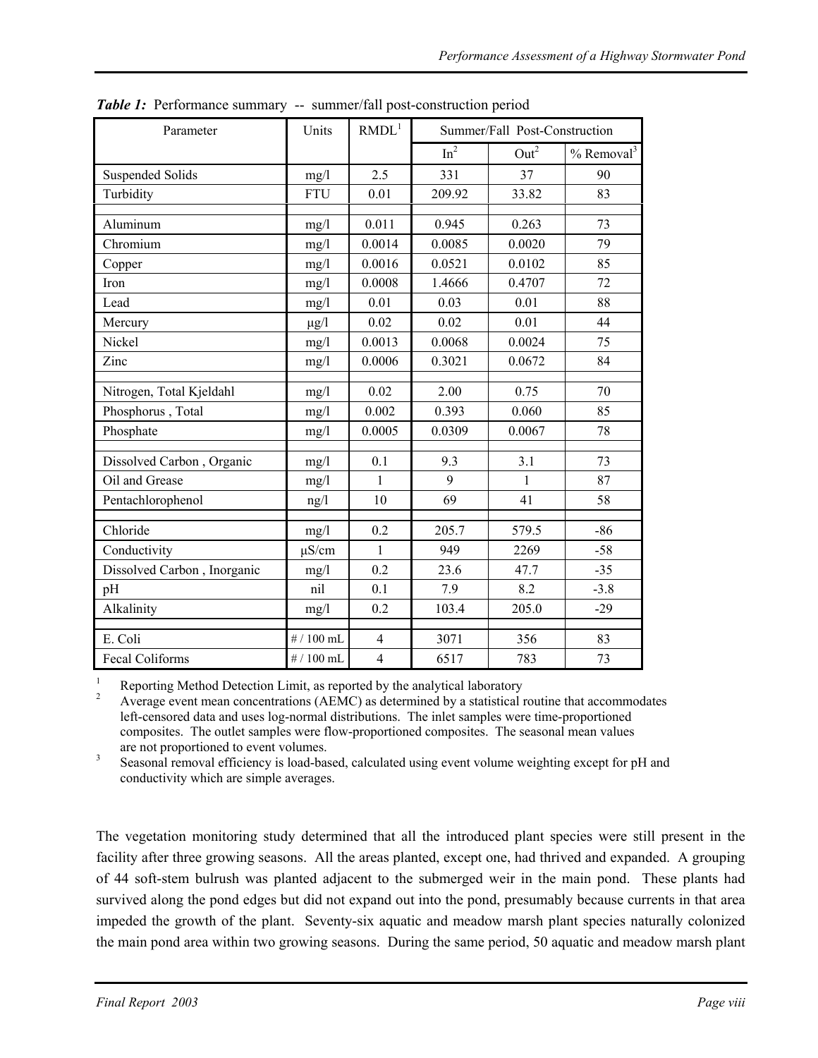***Table 1:*** Performance summary -- summer/fall post-construction period

| Parameter | Units | RMDL[1] | Summer/Fall Post-Construction | | |
|---|---|---|---|---|---|
| | | | In[2] | Out[2] | % Removal[3] |
| Suspended Solids | mg/l | 2.5 | 331 | 37 | 90 |
| Turbidity | FTU | 0.01 | 209.92 | 33.82 | 83 |
| | | | | | |
| Aluminum | mg/l | 0.011 | 0.945 | 0.263 | 73 |
| Chromium | mg/l | 0.0014 | 0.0085 | 0.0020 | 79 |
| Copper | mg/l | 0.0016 | 0.0521 | 0.0102 | 85 |
| Iron | mg/l | 0.0008 | 1.4666 | 0.4707 | 72 |
| Lead | mg/l | 0.01 | 0.03 | 0.01 | 88 |
| Mercury | μg/l | 0.02 | 0.02 | 0.01 | 44 |
| Nickel | mg/l | 0.0013 | 0.0068 | 0.0024 | 75 |
| Zinc | mg/l | 0.0006 | 0.3021 | 0.0672 | 84 |
| | | | | | |
| Nitrogen, Total Kjeldahl | mg/l | 0.02 | 2.00 | 0.75 | 70 |
| Phosphorus , Total | mg/l | 0.002 | 0.393 | 0.060 | 85 |
| Phosphate | mg/l | 0.0005 | 0.0309 | 0.0067 | 78 |
| | | | | | |
| Dissolved Carbon , Organic | mg/l | 0.1 | 9.3 | 3.1 | 73 |
| Oil and Grease | mg/l | 1 | 9 | 1 | 87 |
| Pentachlorophenol | ng/l | 10 | 69 | 41 | 58 |
| | | | | | |
| Chloride | mg/l | 0.2 | 205.7 | 579.5 | -86 |
| Conductivity | μS/cm | 1 | 949 | 2269 | -58 |
| Dissolved Carbon , Inorganic | mg/l | 0.2 | 23.6 | 47.7 | -35 |
| pH | nil | 0.1 | 7.9 | 8.2 | -3.8 |
| Alkalinity | mg/l | 0.2 | 103.4 | 205.0 | -29 |
| | | | | | |
| E. Coli | # / 100 mL | 4 | 3071 | 356 | 83 |
| Fecal Coliforms | # / 100 mL | 4 | 6517 | 783 | 73 |

[1] Reporting Method Detection Limit, as reported by the analytical laboratory

[2] Average event mean concentrations (AEMC) as determined by a statistical routine that accommodates left-censored data and uses log-normal distributions. The inlet samples were time-proportioned composites. The outlet samples were flow-proportioned composites. The seasonal mean values are not proportioned to event volumes.

[3] Seasonal removal efficiency is load-based, calculated using event volume weighting except for pH and conductivity which are simple averages.

The vegetation monitoring study determined that all the introduced plant species were still present in the facility after three growing seasons. All the areas planted, except one, had thrived and expanded. A grouping of 44 soft-stem bulrush was planted adjacent to the submerged weir in the main pond. These plants had survived along the pond edges but did not expand out into the pond, presumably because currents in that area impeded the growth of the plant. Seventy-six aquatic and meadow marsh plant species naturally colonized the main pond area within two growing seasons. During the same period, 50 aquatic and meadow marsh plant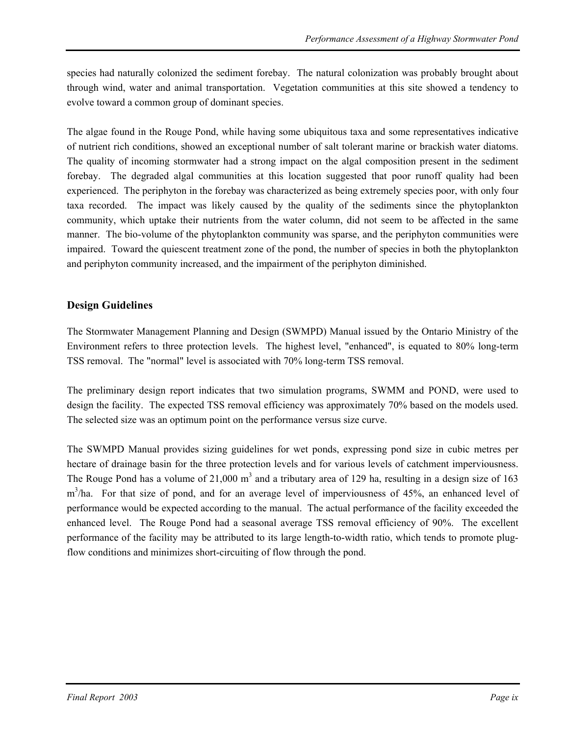species had naturally colonized the sediment forebay. The natural colonization was probably brought about through wind, water and animal transportation. Vegetation communities at this site showed a tendency to evolve toward a common group of dominant species.

The algae found in the Rouge Pond, while having some ubiquitous taxa and some representatives indicative of nutrient rich conditions, showed an exceptional number of salt tolerant marine or brackish water diatoms. The quality of incoming stormwater had a strong impact on the algal composition present in the sediment forebay. The degraded algal communities at this location suggested that poor runoff quality had been experienced. The periphyton in the forebay was characterized as being extremely species poor, with only four taxa recorded. The impact was likely caused by the quality of the sediments since the phytoplankton community, which uptake their nutrients from the water column, did not seem to be affected in the same manner. The bio-volume of the phytoplankton community was sparse, and the periphyton communities were impaired. Toward the quiescent treatment zone of the pond, the number of species in both the phytoplankton and periphyton community increased, and the impairment of the periphyton diminished.

## Design Guidelines

The Stormwater Management Planning and Design (SWMPD) Manual issued by the Ontario Ministry of the Environment refers to three protection levels. The highest level, "enhanced", is equated to 80% long-term TSS removal. The "normal" level is associated with 70% long-term TSS removal.

The preliminary design report indicates that two simulation programs, SWMM and POND, were used to design the facility. The expected TSS removal efficiency was approximately 70% based on the models used. The selected size was an optimum point on the performance versus size curve.

The SWMPD Manual provides sizing guidelines for wet ponds, expressing pond size in cubic metres per hectare of drainage basin for the three protection levels and for various levels of catchment imperviousness. The Rouge Pond has a volume of 21,000 $m^3$ and a tributary area of 129 ha, resulting in a design size of 163 $m^3$/ha. For that size of pond, and for an average level of imperviousness of 45%, an enhanced level of performance would be expected according to the manual. The actual performance of the facility exceeded the enhanced level. The Rouge Pond had a seasonal average TSS removal efficiency of 90%. The excellent performance of the facility may be attributed to its large length-to-width ratio, which tends to promote plug-flow conditions and minimizes short-circuiting of flow through the pond.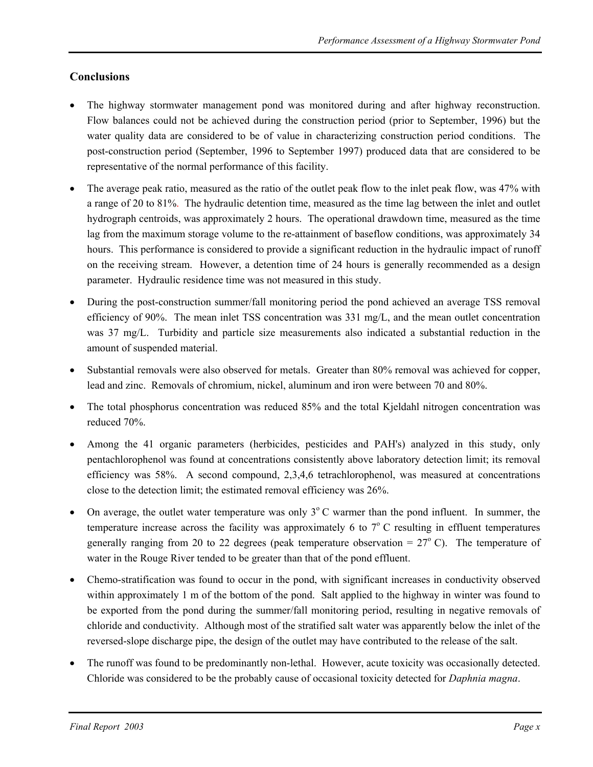## Conclusions

- The highway stormwater management pond was monitored during and after highway reconstruction. Flow balances could not be achieved during the construction period (prior to September, 1996) but the water quality data are considered to be of value in characterizing construction period conditions. The post-construction period (September, 1996 to September 1997) produced data that are considered to be representative of the normal performance of this facility.

- The average peak ratio, measured as the ratio of the outlet peak flow to the inlet peak flow, was 47% with a range of 20 to 81%. The hydraulic detention time, measured as the time lag between the inlet and outlet hydrograph centroids, was approximately 2 hours. The operational drawdown time, measured as the time lag from the maximum storage volume to the re-attainment of baseflow conditions, was approximately 34 hours. This performance is considered to provide a significant reduction in the hydraulic impact of runoff on the receiving stream. However, a detention time of 24 hours is generally recommended as a design parameter. Hydraulic residence time was not measured in this study.

- During the post-construction summer/fall monitoring period the pond achieved an average TSS removal efficiency of 90%. The mean inlet TSS concentration was 331 mg/L, and the mean outlet concentration was 37 mg/L. Turbidity and particle size measurements also indicated a substantial reduction in the amount of suspended material.

- Substantial removals were also observed for metals. Greater than 80% removal was achieved for copper, lead and zinc. Removals of chromium, nickel, aluminum and iron were between 70 and 80%.

- The total phosphorus concentration was reduced 85% and the total Kjeldahl nitrogen concentration was reduced 70%.

- Among the 41 organic parameters (herbicides, pesticides and PAH's) analyzed in this study, only pentachlorophenol was found at concentrations consistently above laboratory detection limit; its removal efficiency was 58%. A second compound, 2,3,4,6 tetrachlorophenol, was measured at concentrations close to the detection limit; the estimated removal efficiency was 26%.

- On average, the outlet water temperature was only $3^{o}$ C warmer than the pond influent. In summer, the temperature increase across the facility was approximately 6 to $7^{o}$ C resulting in effluent temperatures generally ranging from 20 to 22 degrees (peak temperature observation = $27^{o}$ C). The temperature of water in the Rouge River tended to be greater than that of the pond effluent.

- Chemo-stratification was found to occur in the pond, with significant increases in conductivity observed within approximately 1 m of the bottom of the pond. Salt applied to the highway in winter was found to be exported from the pond during the summer/fall monitoring period, resulting in negative removals of chloride and conductivity. Although most of the stratified salt water was apparently below the inlet of the reversed-slope discharge pipe, the design of the outlet may have contributed to the release of the salt.

- The runoff was found to be predominantly non-lethal. However, acute toxicity was occasionally detected. Chloride was considered to be the probably cause of occasional toxicity detected for *Daphnia magna*.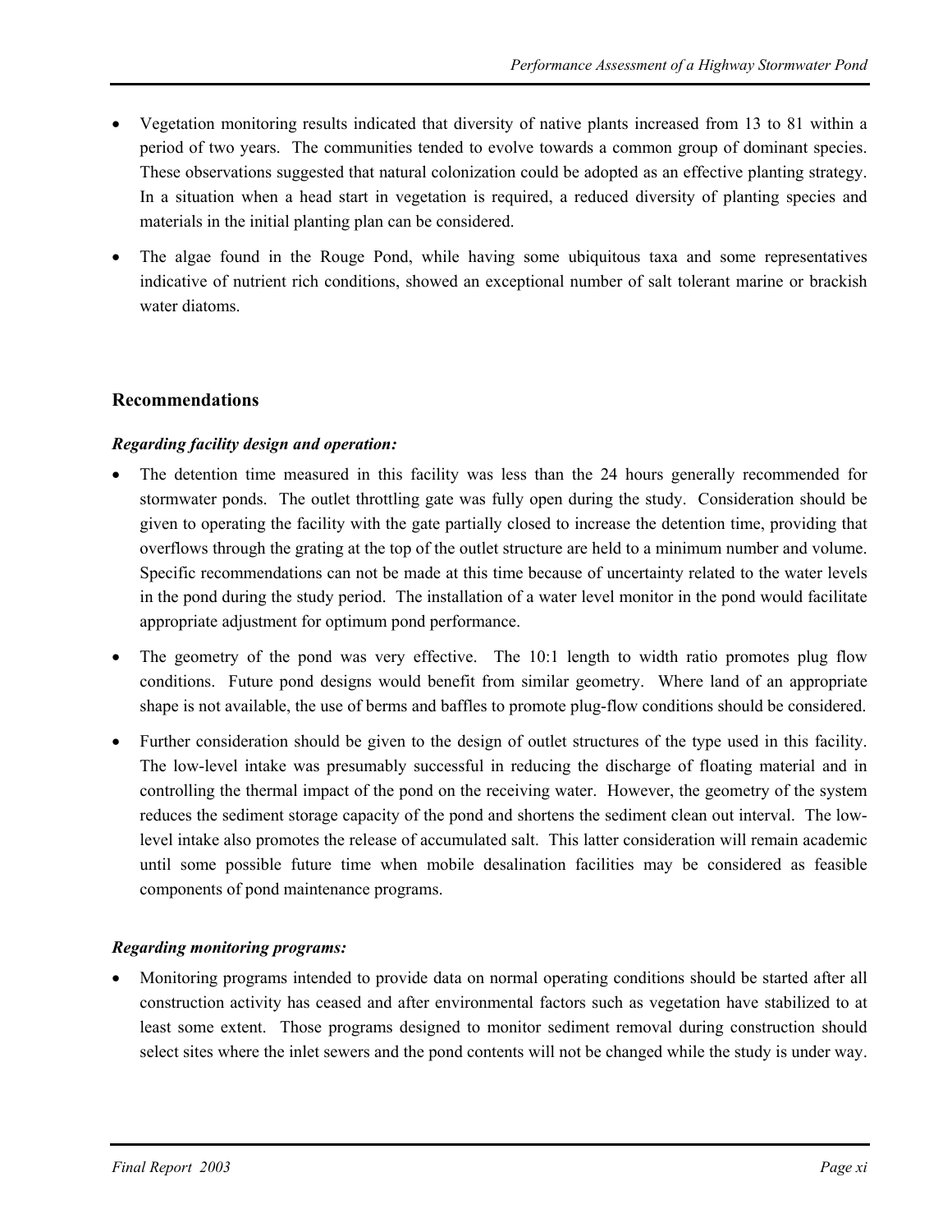- Vegetation monitoring results indicated that diversity of native plants increased from 13 to 81 within a period of two years. The communities tended to evolve towards a common group of dominant species. These observations suggested that natural colonization could be adopted as an effective planting strategy. In a situation when a head start in vegetation is required, a reduced diversity of planting species and materials in the initial planting plan can be considered.
- The algae found in the Rouge Pond, while having some ubiquitous taxa and some representatives indicative of nutrient rich conditions, showed an exceptional number of salt tolerant marine or brackish water diatoms.

### Recommendations

***Regarding facility design and operation:***

- The detention time measured in this facility was less than the 24 hours generally recommended for stormwater ponds. The outlet throttling gate was fully open during the study. Consideration should be given to operating the facility with the gate partially closed to increase the detention time, providing that overflows through the grating at the top of the outlet structure are held to a minimum number and volume. Specific recommendations can not be made at this time because of uncertainty related to the water levels in the pond during the study period. The installation of a water level monitor in the pond would facilitate appropriate adjustment for optimum pond performance.
- The geometry of the pond was very effective. The 10:1 length to width ratio promotes plug flow conditions. Future pond designs would benefit from similar geometry. Where land of an appropriate shape is not available, the use of berms and baffles to promote plug-flow conditions should be considered.
- Further consideration should be given to the design of outlet structures of the type used in this facility. The low-level intake was presumably successful in reducing the discharge of floating material and in controlling the thermal impact of the pond on the receiving water. However, the geometry of the system reduces the sediment storage capacity of the pond and shortens the sediment clean out interval. The low-level intake also promotes the release of accumulated salt. This latter consideration will remain academic until some possible future time when mobile desalination facilities may be considered as feasible components of pond maintenance programs.

***Regarding monitoring programs:***

- Monitoring programs intended to provide data on normal operating conditions should be started after all construction activity has ceased and after environmental factors such as vegetation have stabilized to at least some extent. Those programs designed to monitor sediment removal during construction should select sites where the inlet sewers and the pond contents will not be changed while the study is under way.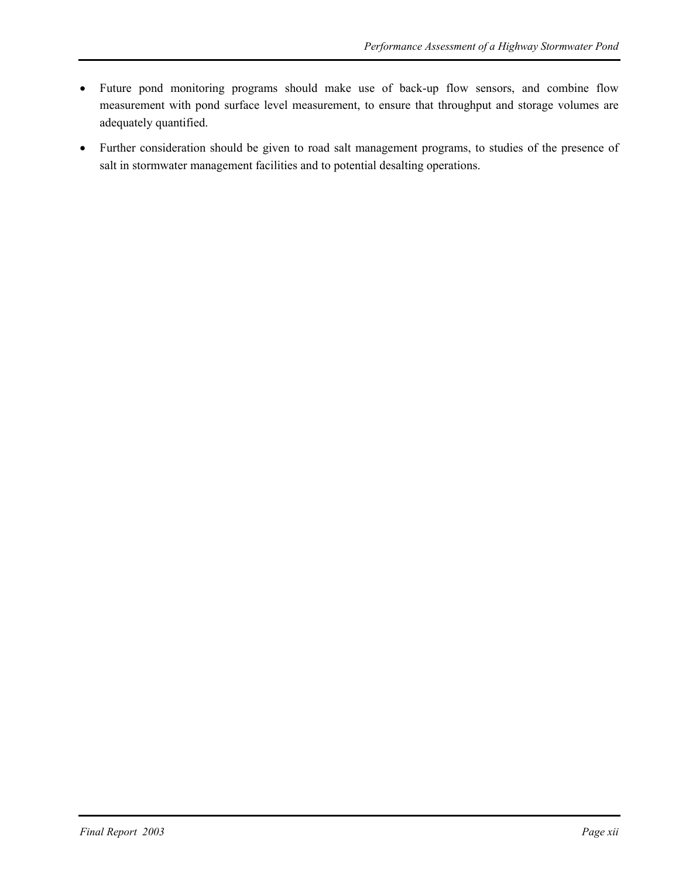- Future pond monitoring programs should make use of back-up flow sensors, and combine flow measurement with pond surface level measurement, to ensure that throughput and storage volumes are adequately quantified.
- Further consideration should be given to road salt management programs, to studies of the presence of salt in stormwater management facilities and to potential desalting operations.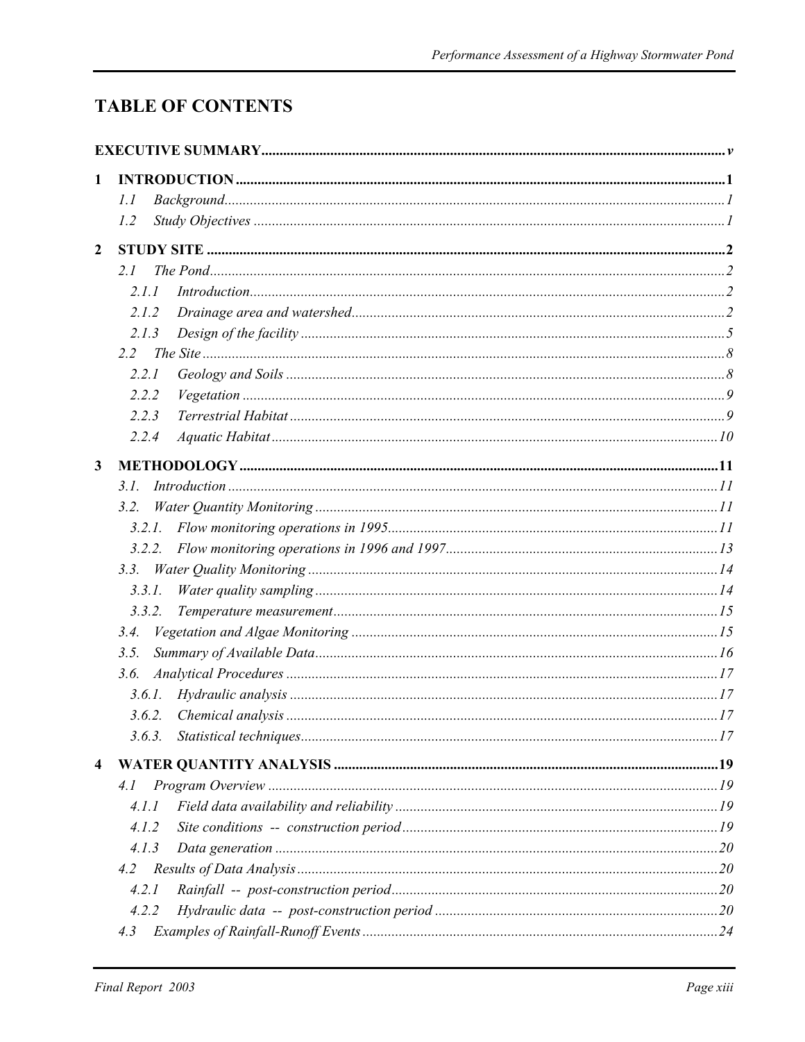# TABLE OF CONTENTS

**EXECUTIVE SUMMARY** .......... *v*

**1 INTRODUCTION** .......... **1**

- 1.1 *Background* .......... *1*
- 1.2 *Study Objectives* .......... *1*

**2 STUDY SITE** .......... **2**

- 2.1 *The Pond* .......... *2*
  - 2.1.1 *Introduction* .......... *2*
  - 2.1.2 *Drainage area and watershed* .......... *2*
  - 2.1.3 *Design of the facility* .......... *5*
- 2.2 *The Site* .......... *8*
  - 2.2.1 *Geology and Soils* .......... *8*
  - 2.2.2 *Vegetation* .......... *9*
  - 2.2.3 *Terrestrial Habitat* .......... *9*
  - 2.2.4 *Aquatic Habitat* .......... *10*

**3 METHODOLOGY** .......... **11**

- 3.1. *Introduction* .......... *11*
- 3.2. *Water Quantity Monitoring* .......... *11*
  - 3.2.1. *Flow monitoring operations in 1995* .......... *11*
  - 3.2.2. *Flow monitoring operations in 1996 and 1997* .......... *13*
- 3.3. *Water Quality Monitoring* .......... *14*
  - 3.3.1. *Water quality sampling* .......... *14*
  - 3.3.2. *Temperature measurement* .......... *15*
- 3.4. *Vegetation and Algae Monitoring* .......... *15*
- 3.5. *Summary of Available Data* .......... *16*
- 3.6. *Analytical Procedures* .......... *17*
  - 3.6.1. *Hydraulic analysis* .......... *17*
  - 3.6.2. *Chemical analysis* .......... *17*
  - 3.6.3. *Statistical techniques* .......... *17*

**4 WATER QUANTITY ANALYSIS** .......... **19**

- 4.1 *Program Overview* .......... *19*
  - 4.1.1 *Field data availability and reliability* .......... *19*
  - 4.1.2 *Site conditions -- construction period* .......... *19*
  - 4.1.3 *Data generation* .......... *20*
- 4.2 *Results of Data Analysis* .......... *20*
  - 4.2.1 *Rainfall -- post-construction period* .......... *20*
  - 4.2.2 *Hydraulic data -- post-construction period* .......... *20*
- 4.3 *Examples of Rainfall-Runoff Events* .......... *24*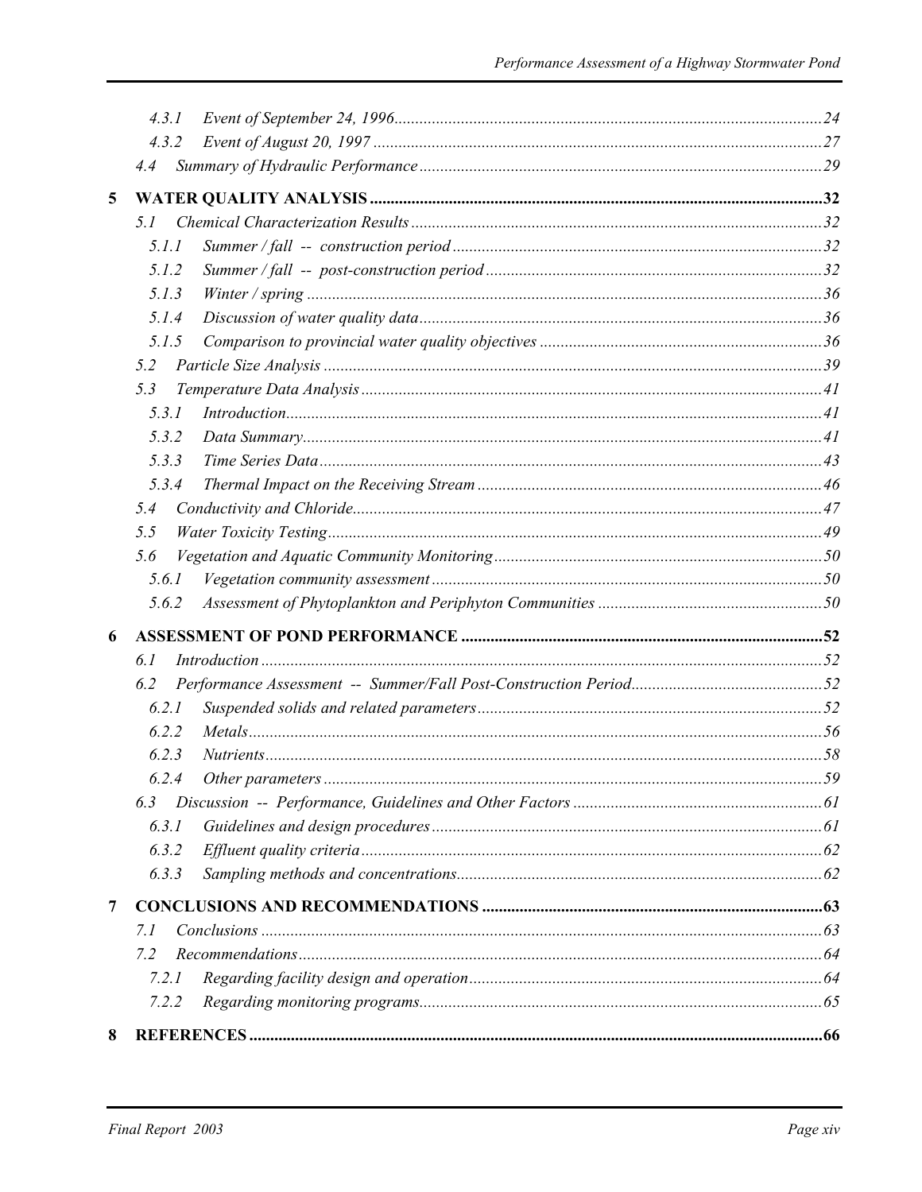4.3.1 Event of September 24, 1996 ... 24
4.3.2 Event of August 20, 1997 ... 27
4.4 Summary of Hydraulic Performance ... 29

**5 WATER QUALITY ANALYSIS ... 32**

5.1 Chemical Characterization Results ... 32
5.1.1 Summer / fall -- construction period ... 32
5.1.2 Summer / fall -- post-construction period ... 32
5.1.3 Winter / spring ... 36
5.1.4 Discussion of water quality data ... 36
5.1.5 Comparison to provincial water quality objectives ... 36
5.2 Particle Size Analysis ... 39
5.3 Temperature Data Analysis ... 41
5.3.1 Introduction ... 41
5.3.2 Data Summary ... 41
5.3.3 Time Series Data ... 43
5.3.4 Thermal Impact on the Receiving Stream ... 46
5.4 Conductivity and Chloride ... 47
5.5 Water Toxicity Testing ... 49
5.6 Vegetation and Aquatic Community Monitoring ... 50
5.6.1 Vegetation community assessment ... 50
5.6.2 Assessment of Phytoplankton and Periphyton Communities ... 50

**6 ASSESSMENT OF POND PERFORMANCE ... 52**

6.1 Introduction ... 52
6.2 Performance Assessment -- Summer/Fall Post-Construction Period ... 52
6.2.1 Suspended solids and related parameters ... 52
6.2.2 Metals ... 56
6.2.3 Nutrients ... 58
6.2.4 Other parameters ... 59
6.3 Discussion -- Performance, Guidelines and Other Factors ... 61
6.3.1 Guidelines and design procedures ... 61
6.3.2 Effluent quality criteria ... 62
6.3.3 Sampling methods and concentrations ... 62

**7 CONCLUSIONS AND RECOMMENDATIONS ... 63**

7.1 Conclusions ... 63
7.2 Recommendations ... 64
7.2.1 Regarding facility design and operation ... 64
7.2.2 Regarding monitoring programs ... 65

**8 REFERENCES ... 66**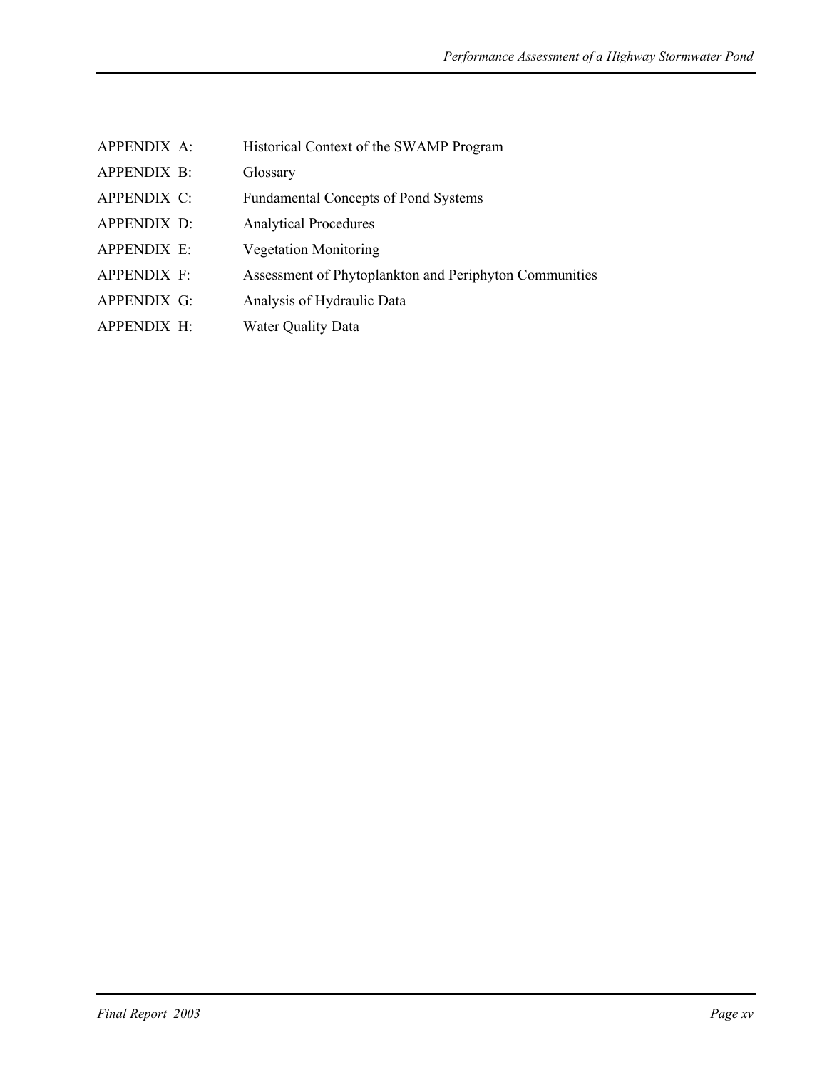| | |
|---|---|
| APPENDIX A: | Historical Context of the SWAMP Program |
| APPENDIX B: | Glossary |
| APPENDIX C: | Fundamental Concepts of Pond Systems |
| APPENDIX D: | Analytical Procedures |
| APPENDIX E: | Vegetation Monitoring |
| APPENDIX F: | Assessment of Phytoplankton and Periphyton Communities |
| APPENDIX G: | Analysis of Hydraulic Data |
| APPENDIX H: | Water Quality Data |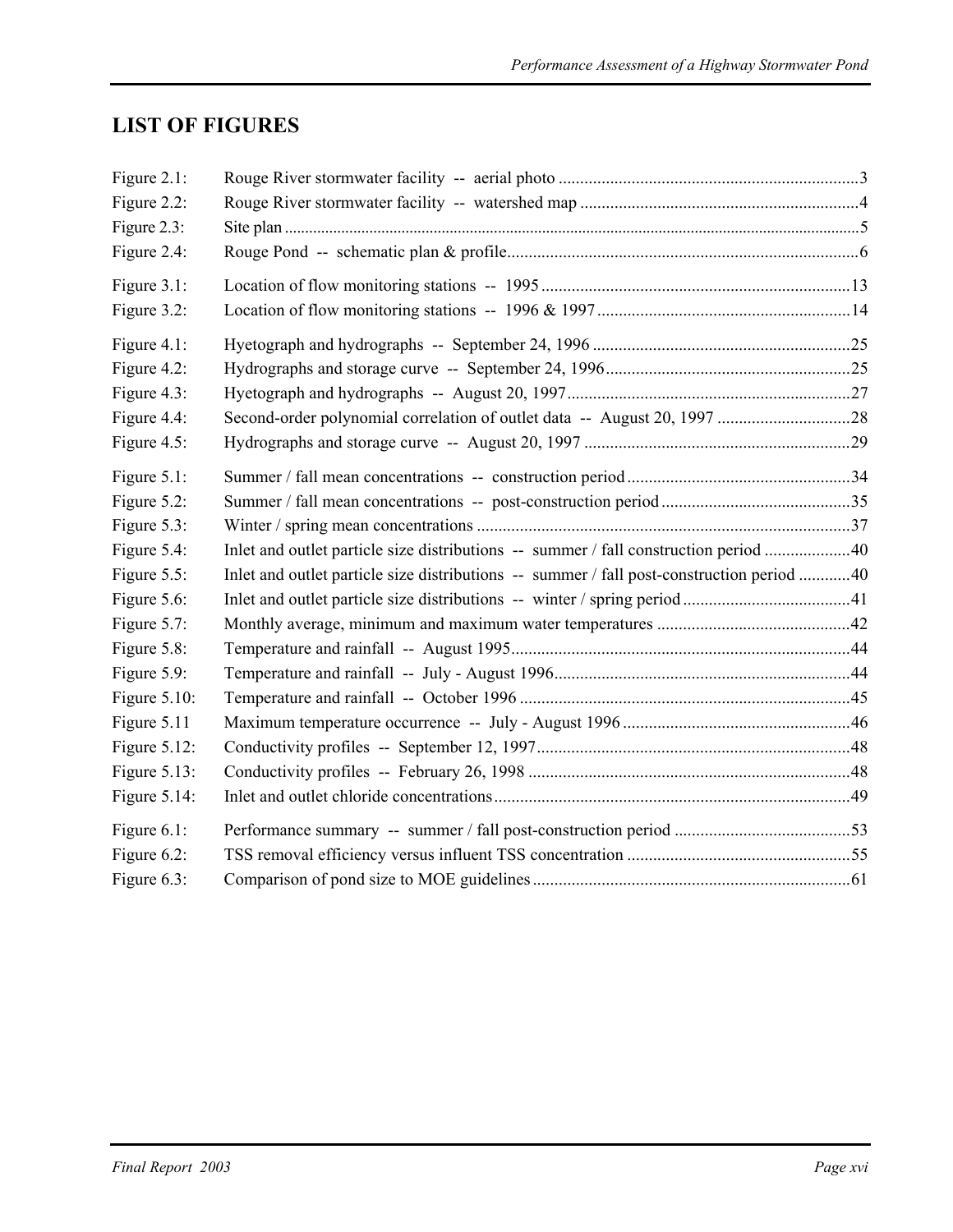## LIST OF FIGURES

| Figure | Title | Page |
|---|---|---|
| Figure 2.1: | Rouge River stormwater facility -- aerial photo | 3 |
| Figure 2.2: | Rouge River stormwater facility -- watershed map | 4 |
| Figure 2.3: | Site plan | 5 |
| Figure 2.4: | Rouge Pond -- schematic plan & profile | 6 |
| Figure 3.1: | Location of flow monitoring stations -- 1995 | 13 |
| Figure 3.2: | Location of flow monitoring stations -- 1996 & 1997 | 14 |
| Figure 4.1: | Hyetograph and hydrographs -- September 24, 1996 | 25 |
| Figure 4.2: | Hydrographs and storage curve -- September 24, 1996 | 25 |
| Figure 4.3: | Hyetograph and hydrographs -- August 20, 1997 | 27 |
| Figure 4.4: | Second-order polynomial correlation of outlet data -- August 20, 1997 | 28 |
| Figure 4.5: | Hydrographs and storage curve -- August 20, 1997 | 29 |
| Figure 5.1: | Summer / fall mean concentrations -- construction period | 34 |
| Figure 5.2: | Summer / fall mean concentrations -- post-construction period | 35 |
| Figure 5.3: | Winter / spring mean concentrations | 37 |
| Figure 5.4: | Inlet and outlet particle size distributions -- summer / fall construction period | 40 |
| Figure 5.5: | Inlet and outlet particle size distributions -- summer / fall post-construction period | 40 |
| Figure 5.6: | Inlet and outlet particle size distributions -- winter / spring period | 41 |
| Figure 5.7: | Monthly average, minimum and maximum water temperatures | 42 |
| Figure 5.8: | Temperature and rainfall -- August 1995 | 44 |
| Figure 5.9: | Temperature and rainfall -- July - August 1996 | 44 |
| Figure 5.10: | Temperature and rainfall -- October 1996 | 45 |
| Figure 5.11 | Maximum temperature occurrence -- July - August 1996 | 46 |
| Figure 5.12: | Conductivity profiles -- September 12, 1997 | 48 |
| Figure 5.13: | Conductivity profiles -- February 26, 1998 | 48 |
| Figure 5.14: | Inlet and outlet chloride concentrations | 49 |
| Figure 6.1: | Performance summary -- summer / fall post-construction period | 53 |
| Figure 6.2: | TSS removal efficiency versus influent TSS concentration | 55 |
| Figure 6.3: | Comparison of pond size to MOE guidelines | 61 |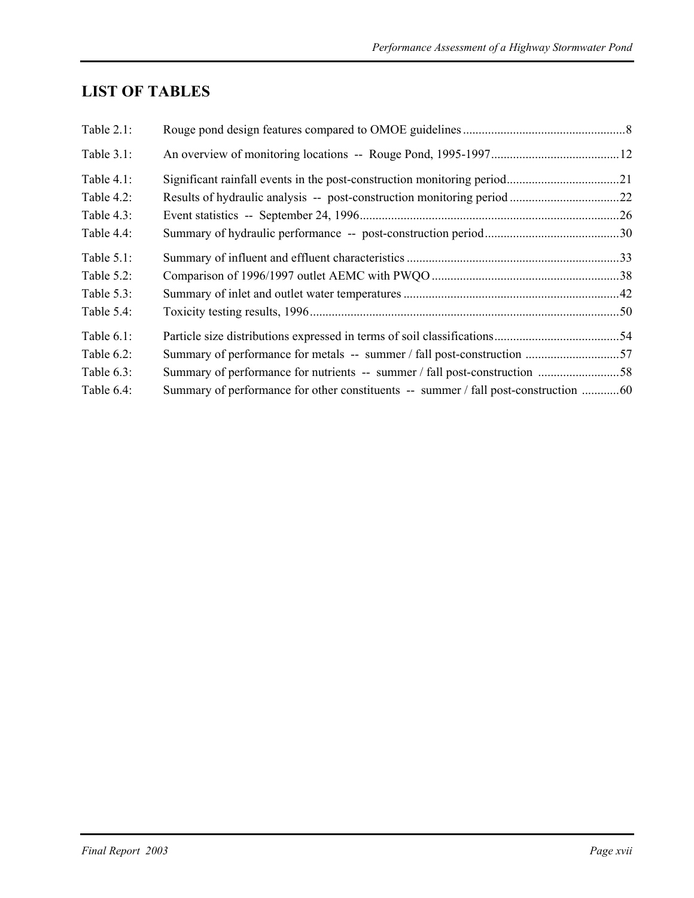## LIST OF TABLES

| | | |
|---|---|---|
| Table 2.1: | Rouge pond design features compared to OMOE guidelines | 8 |
| Table 3.1: | An overview of monitoring locations -- Rouge Pond, 1995-1997 | 12 |
| Table 4.1: | Significant rainfall events in the post-construction monitoring period | 21 |
| Table 4.2: | Results of hydraulic analysis -- post-construction monitoring period | 22 |
| Table 4.3: | Event statistics -- September 24, 1996 | 26 |
| Table 4.4: | Summary of hydraulic performance -- post-construction period | 30 |
| Table 5.1: | Summary of influent and effluent characteristics | 33 |
| Table 5.2: | Comparison of 1996/1997 outlet AEMC with PWQO | 38 |
| Table 5.3: | Summary of inlet and outlet water temperatures | 42 |
| Table 5.4: | Toxicity testing results, 1996 | 50 |
| Table 6.1: | Particle size distributions expressed in terms of soil classifications | 54 |
| Table 6.2: | Summary of performance for metals -- summer / fall post-construction | 57 |
| Table 6.3: | Summary of performance for nutrients -- summer / fall post-construction | 58 |
| Table 6.4: | Summary of performance for other constituents -- summer / fall post-construction | 60 |